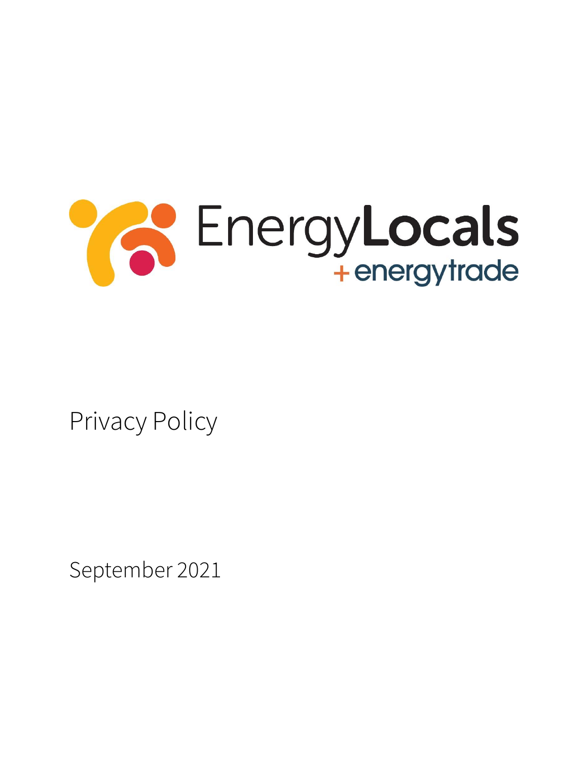EnergyLocals

+ energytrade

# Privacy Policy

September 2021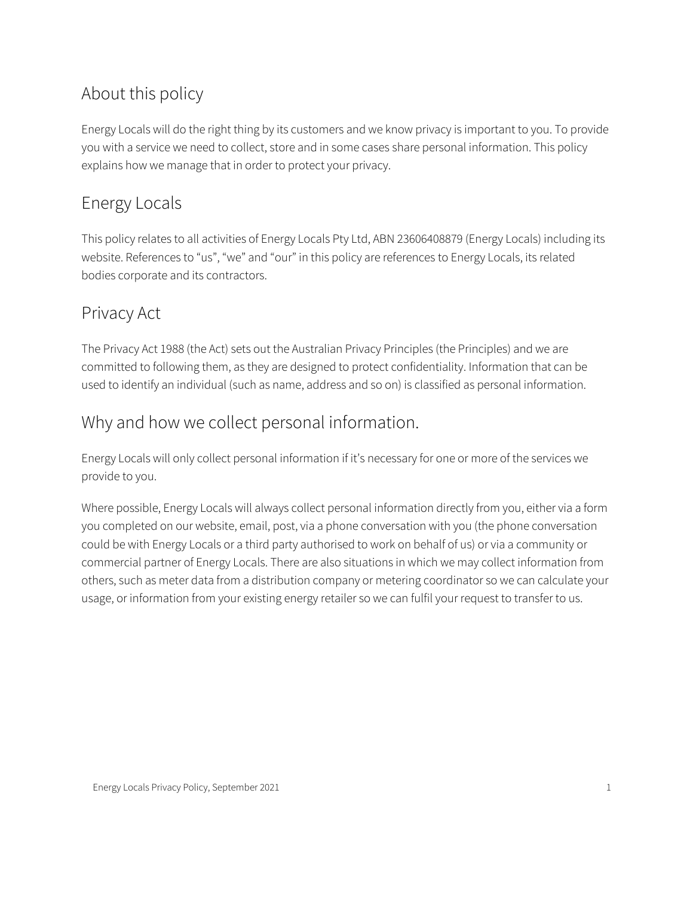## About this policy

Energy Locals will do the right thing by its customers and we know privacy is important to you. To provide you with a service we need to collect, store and in some cases share personal information. This policy explains how we manage that in order to protect your privacy.

## Energy Locals

This policy relates to all activities of Energy Locals Pty Ltd, ABN 23606408879 (Energy Locals) including its website. References to "us", "we" and "our" in this policy are references to Energy Locals, its related bodies corporate and its contractors.

## Privacy Act

The Privacy Act 1988 (the Act) sets out the Australian Privacy Principles (the Principles) and we are committed to following them, as they are designed to protect confidentiality. Information that can be used to identify an individual (such as name, address and so on) is classified as personal information.

## Why and how we collect personal information.

Energy Locals will only collect personal information if it's necessary for one or more of the services we provide to you.

Where possible, Energy Locals will always collect personal information directly from you, either via a form you completed on our website, email, post, via a phone conversation with you (the phone conversation could be with Energy Locals or a third party authorised to work on behalf of us) or via a community or commercial partner of Energy Locals. There are also situations in which we may collect information from others, such as meter data from a distribution company or metering coordinator so we can calculate your usage, or information from your existing energy retailer so we can fulfil your request to transfer to us.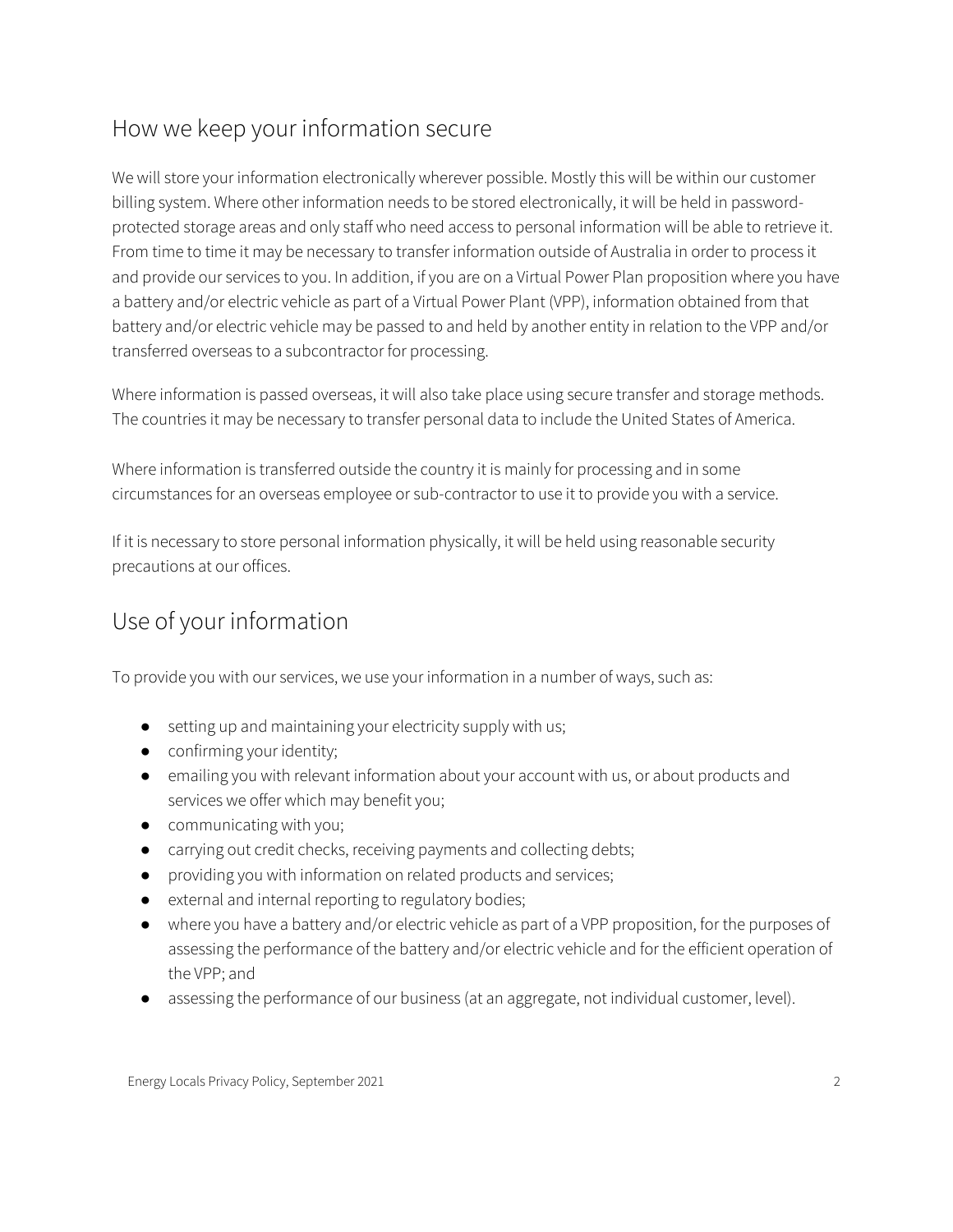## How we keep your information secure

We will store your information electronically wherever possible. Mostly this will be within our customer billing system. Where other information needs to be stored electronically, it will be held in password-protected storage areas and only staff who need access to personal information will be able to retrieve it. From time to time it may be necessary to transfer information outside of Australia in order to process it and provide our services to you. In addition, if you are on a Virtual Power Plan proposition where you have a battery and/or electric vehicle as part of a Virtual Power Plant (VPP), information obtained from that battery and/or electric vehicle may be passed to and held by another entity in relation to the VPP and/or transferred overseas to a subcontractor for processing.

Where information is passed overseas, it will also take place using secure transfer and storage methods. The countries it may be necessary to transfer personal data to include the United States of America.

Where information is transferred outside the country it is mainly for processing and in some circumstances for an overseas employee or sub-contractor to use it to provide you with a service.

If it is necessary to store personal information physically, it will be held using reasonable security precautions at our offices.

## Use of your information

To provide you with our services, we use your information in a number of ways, such as:

- setting up and maintaining your electricity supply with us;
- confirming your identity;
- emailing you with relevant information about your account with us, or about products and services we offer which may benefit you;
- communicating with you;
- carrying out credit checks, receiving payments and collecting debts;
- providing you with information on related products and services;
- external and internal reporting to regulatory bodies;
- where you have a battery and/or electric vehicle as part of a VPP proposition, for the purposes of assessing the performance of the battery and/or electric vehicle and for the efficient operation of the VPP; and
- assessing the performance of our business (at an aggregate, not individual customer, level).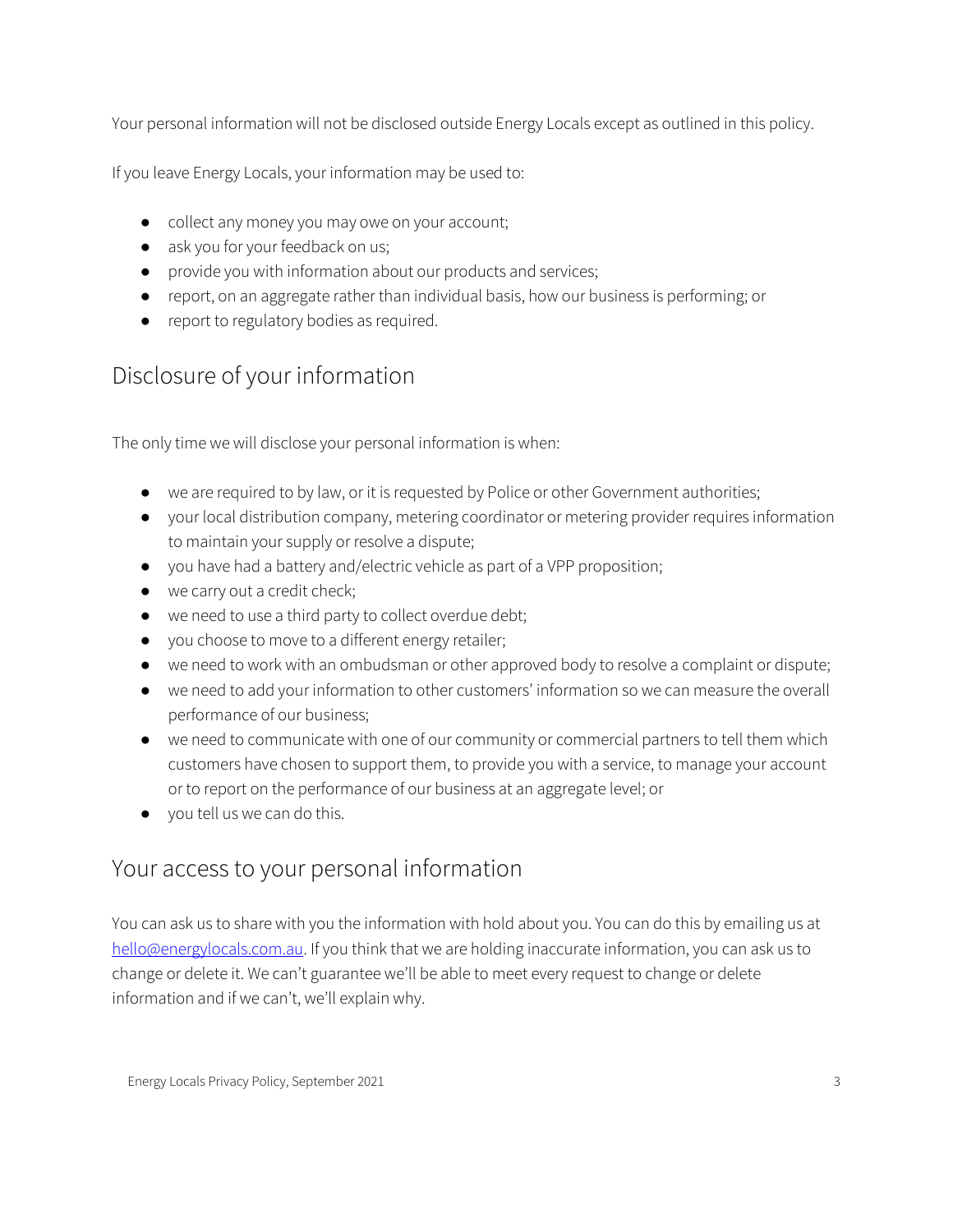Your personal information will not be disclosed outside Energy Locals except as outlined in this policy.

If you leave Energy Locals, your information may be used to:

- collect any money you may owe on your account;
- ask you for your feedback on us;
- provide you with information about our products and services;
- report, on an aggregate rather than individual basis, how our business is performing; or
- report to regulatory bodies as required.

## Disclosure of your information

The only time we will disclose your personal information is when:

- we are required to by law, or it is requested by Police or other Government authorities;
- your local distribution company, metering coordinator or metering provider requires information to maintain your supply or resolve a dispute;
- you have had a battery and/electric vehicle as part of a VPP proposition;
- we carry out a credit check;
- we need to use a third party to collect overdue debt;
- you choose to move to a different energy retailer;
- we need to work with an ombudsman or other approved body to resolve a complaint or dispute;
- we need to add your information to other customers' information so we can measure the overall performance of our business;
- we need to communicate with one of our community or commercial partners to tell them which customers have chosen to support them, to provide you with a service, to manage your account or to report on the performance of our business at an aggregate level; or
- you tell us we can do this.

## Your access to your personal information

You can ask us to share with you the information with hold about you. You can do this by emailing us at [hello@energylocals.com.au](mailto:hello@energylocals.com.au). If you think that we are holding inaccurate information, you can ask us to change or delete it. We can't guarantee we'll be able to meet every request to change or delete information and if we can't, we'll explain why.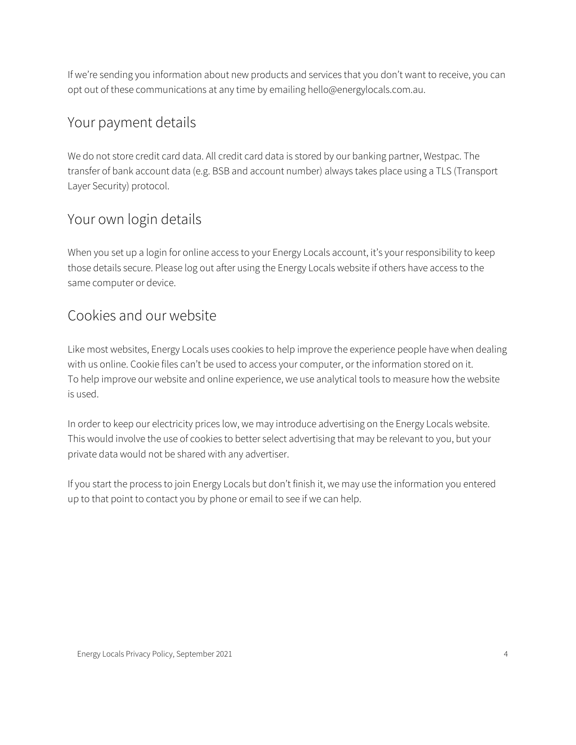If we're sending you information about new products and services that you don't want to receive, you can opt out of these communications at any time by emailing hello@energylocals.com.au.

## Your payment details

We do not store credit card data. All credit card data is stored by our banking partner, Westpac. The transfer of bank account data (e.g. BSB and account number) always takes place using a TLS (Transport Layer Security) protocol.

## Your own login details

When you set up a login for online access to your Energy Locals account, it's your responsibility to keep those details secure. Please log out after using the Energy Locals website if others have access to the same computer or device.

## Cookies and our website

Like most websites, Energy Locals uses cookies to help improve the experience people have when dealing with us online. Cookie files can't be used to access your computer, or the information stored on it. To help improve our website and online experience, we use analytical tools to measure how the website is used.

In order to keep our electricity prices low, we may introduce advertising on the Energy Locals website. This would involve the use of cookies to better select advertising that may be relevant to you, but your private data would not be shared with any advertiser.

If you start the process to join Energy Locals but don't finish it, we may use the information you entered up to that point to contact you by phone or email to see if we can help.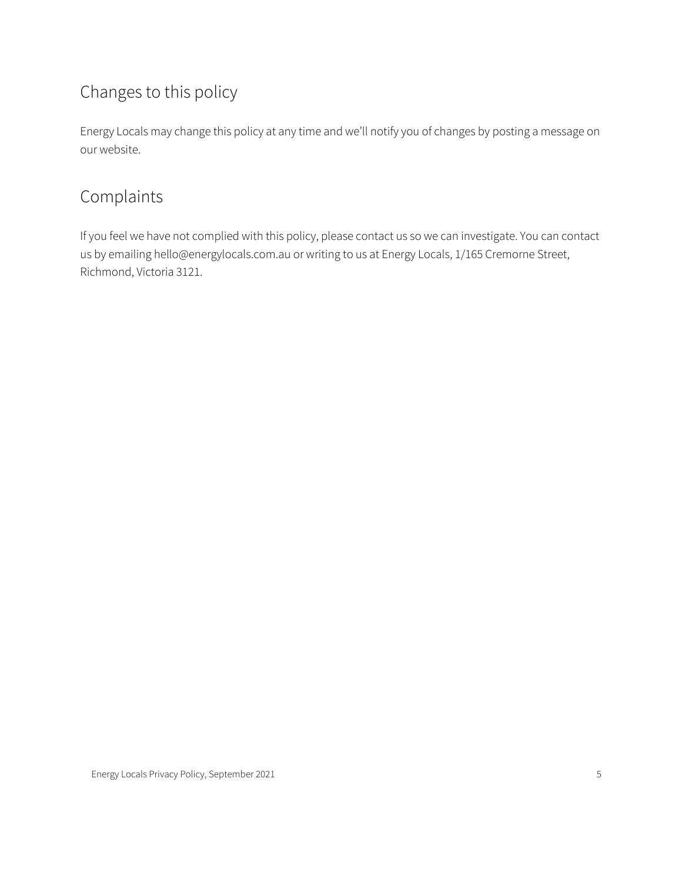## Changes to this policy

Energy Locals may change this policy at any time and we'll notify you of changes by posting a message on our website.

## Complaints

If you feel we have not complied with this policy, please contact us so we can investigate. You can contact us by emailing hello@energylocals.com.au or writing to us at Energy Locals, 1/165 Cremorne Street, Richmond, Victoria 3121.